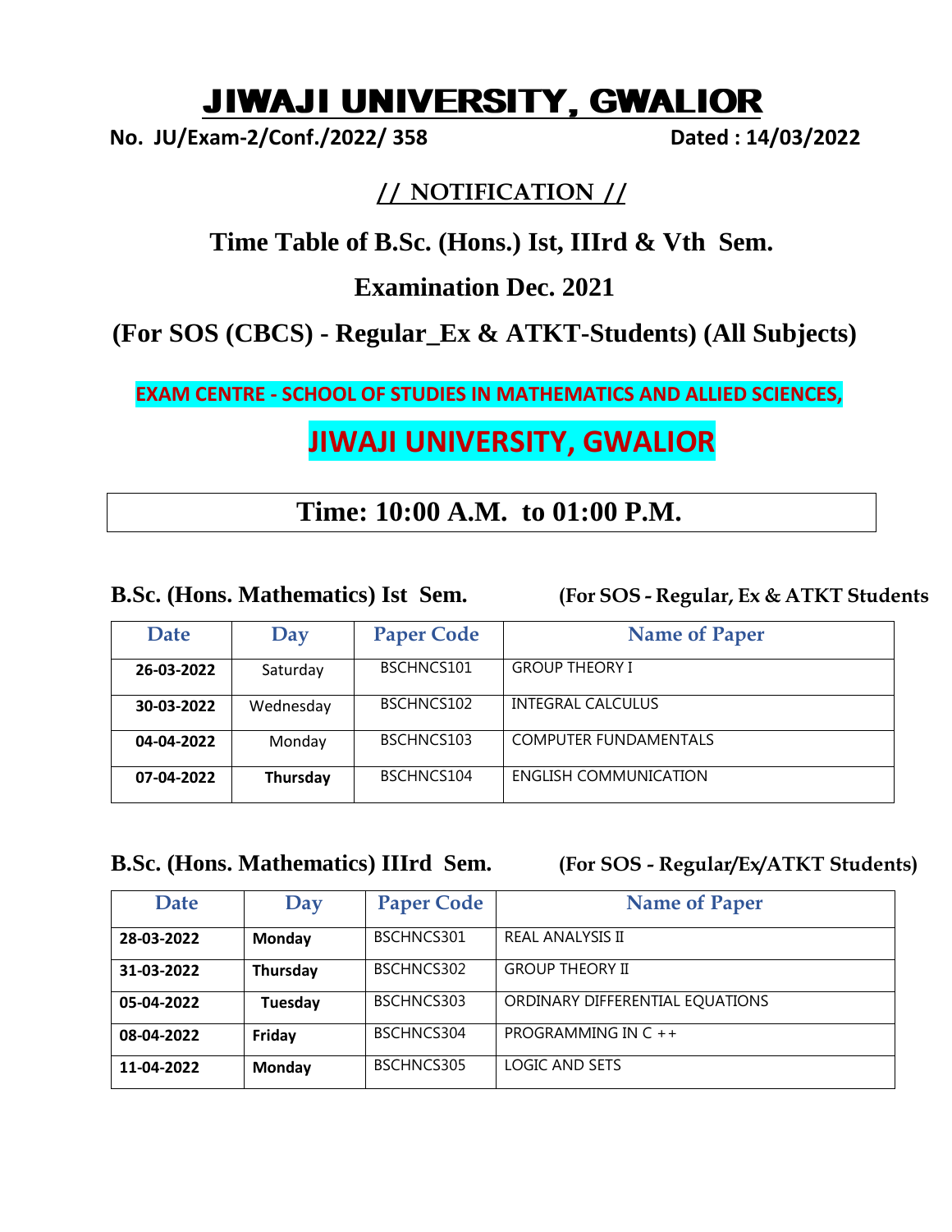# JIWAJI UNIVERSITY, GWALIOR

**No. JU/Exam-2/Conf./2022/ 358** **Dated : 14/03/2022**

## // NOTIFICATION //

## Time Table of B.Sc. (Hons.) Ist, IIIrd & Vth Sem.

## Examination Dec. 2021

## (For SOS (CBCS) - Regular_Ex & ATKT-Students) (All Subjects)

**EXAM CENTRE - SCHOOL OF STUDIES IN MATHEMATICS AND ALLIED SCIENCES,**

## JIWAJI UNIVERSITY, GWALIOR

## Time: 10:00 A.M. to 01:00 P.M.

**B.Sc. (Hons. Mathematics) Ist Sem.** **(For SOS - Regular, Ex & ATKT Students**

| Date | Day | Paper Code | Name of Paper |
|---|---|---|---|
| **26-03-2022** | Saturday | BSCHNCS101 | GROUP THEORY I |
| **30-03-2022** | Wednesday | BSCHNCS102 | INTEGRAL CALCULUS |
| **04-04-2022** | Monday | BSCHNCS103 | COMPUTER FUNDAMENTALS |
| **07-04-2022** | **Thursday** | BSCHNCS104 | ENGLISH COMMUNICATION |

**B.Sc. (Hons. Mathematics) IIIrd Sem.** **(For SOS - Regular/Ex/ATKT Students)**

| Date | Day | Paper Code | Name of Paper |
|---|---|---|---|
| **28-03-2022** | **Monday** | BSCHNCS301 | REAL ANALYSIS II |
| **31-03-2022** | **Thursday** | BSCHNCS302 | GROUP THEORY II |
| **05-04-2022** | **Tuesday** | BSCHNCS303 | ORDINARY DIFFERENTIAL EQUATIONS |
| **08-04-2022** | **Friday** | BSCHNCS304 | PROGRAMMING IN C ++ |
| **11-04-2022** | **Monday** | BSCHNCS305 | LOGIC AND SETS |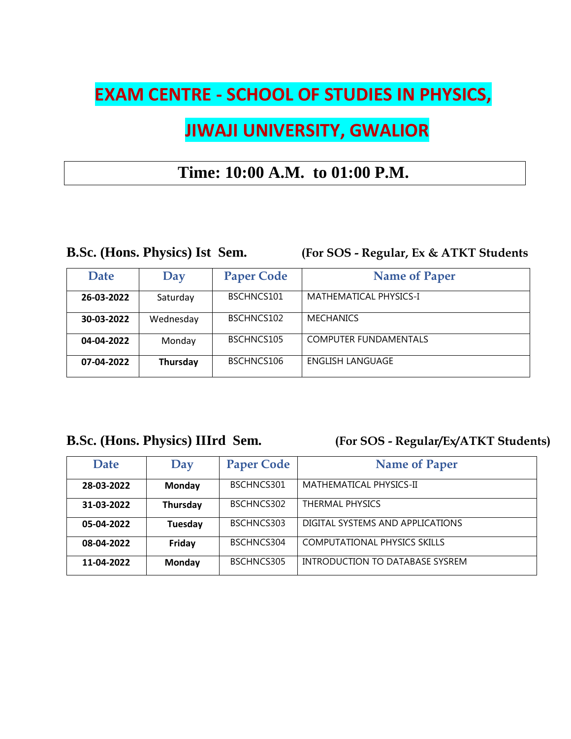# EXAM CENTRE - SCHOOL OF STUDIES IN PHYSICS,

# JIWAJI UNIVERSITY, GWALIOR

**Time: 10:00 A.M. to 01:00 P.M.**

**B.Sc. (Hons. Physics) Ist Sem.** **(For SOS - Regular, Ex & ATKT Students**

| Date | Day | Paper Code | Name of Paper |
|---|---|---|---|
| **26-03-2022** | Saturday | BSCHNCS101 | MATHEMATICAL PHYSICS-I |
| **30-03-2022** | Wednesday | BSCHNCS102 | MECHANICS |
| **04-04-2022** | Monday | BSCHNCS105 | COMPUTER FUNDAMENTALS |
| **07-04-2022** | **Thursday** | BSCHNCS106 | ENGLISH LANGUAGE |

**B.Sc. (Hons. Physics) IIIrd Sem.** **(For SOS - Regular/Ex/ATKT Students)**

| Date | Day | Paper Code | Name of Paper |
|---|---|---|---|
| **28-03-2022** | **Monday** | BSCHNCS301 | MATHEMATICAL PHYSICS-II |
| **31-03-2022** | **Thursday** | BSCHNCS302 | THERMAL PHYSICS |
| **05-04-2022** | **Tuesday** | BSCHNCS303 | DIGITAL SYSTEMS AND APPLICATIONS |
| **08-04-2022** | **Friday** | BSCHNCS304 | COMPUTATIONAL PHYSICS SKILLS |
| **11-04-2022** | **Monday** | BSCHNCS305 | INTRODUCTION TO DATABASE SYSREM |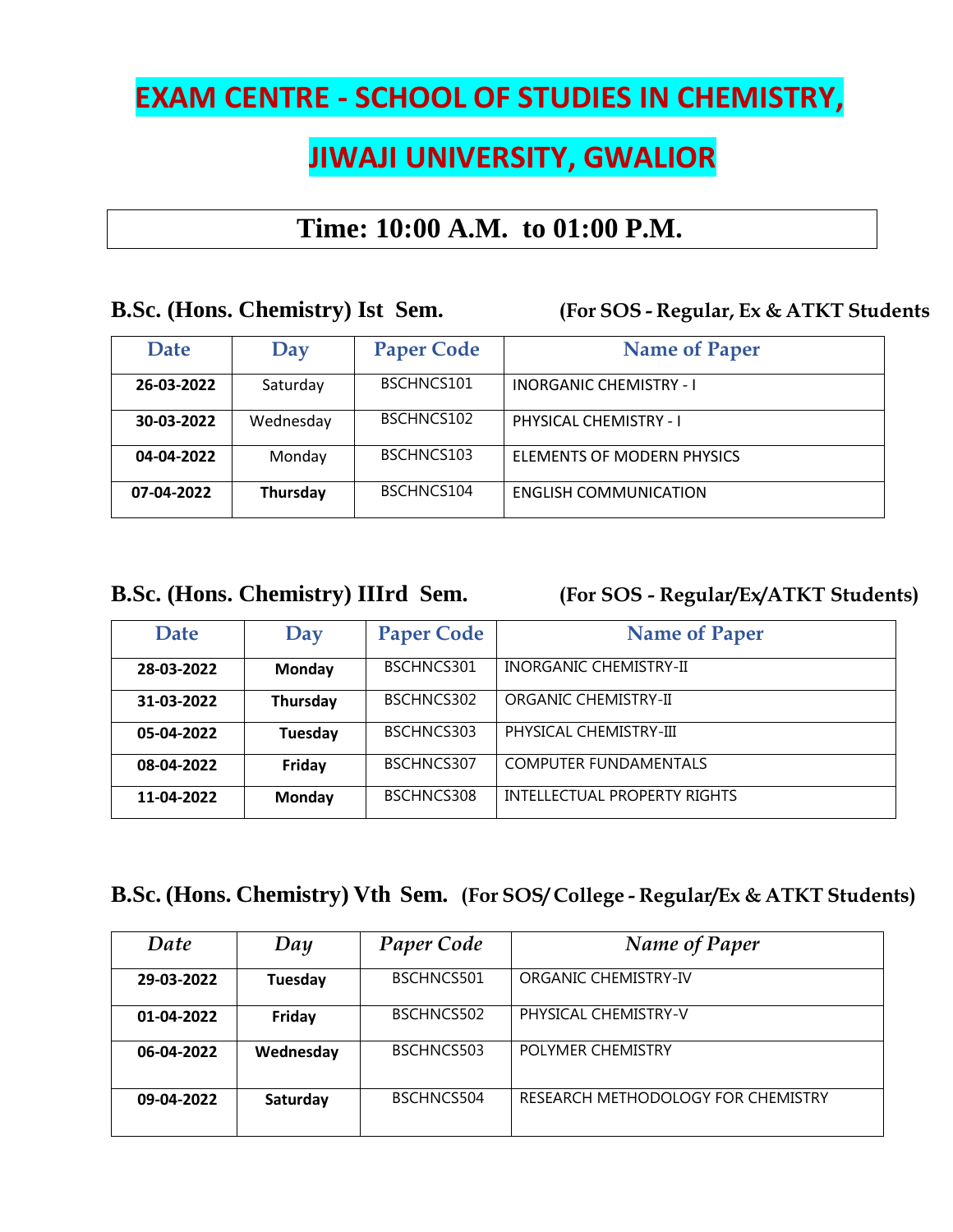# EXAM CENTRE - SCHOOL OF STUDIES IN CHEMISTRY,

# JIWAJI UNIVERSITY, GWALIOR

## Time: 10:00 A.M. to 01:00 P.M.

### B.Sc. (Hons. Chemistry) Ist Sem. (For SOS - Regular, Ex & ATKT Students

| Date | Day | Paper Code | Name of Paper |
|---|---|---|---|
| **26-03-2022** | Saturday | BSCHNCS101 | INORGANIC CHEMISTRY - I |
| **30-03-2022** | Wednesday | BSCHNCS102 | PHYSICAL CHEMISTRY - I |
| **04-04-2022** | Monday | BSCHNCS103 | ELEMENTS OF MODERN PHYSICS |
| **07-04-2022** | **Thursday** | BSCHNCS104 | ENGLISH COMMUNICATION |

### B.Sc. (Hons. Chemistry) IIIrd Sem. (For SOS - Regular/Ex/ATKT Students)

| Date | Day | Paper Code | Name of Paper |
|---|---|---|---|
| **28-03-2022** | **Monday** | BSCHNCS301 | INORGANIC CHEMISTRY-II |
| **31-03-2022** | **Thursday** | BSCHNCS302 | ORGANIC CHEMISTRY-II |
| **05-04-2022** | **Tuesday** | BSCHNCS303 | PHYSICAL CHEMISTRY-III |
| **08-04-2022** | **Friday** | BSCHNCS307 | COMPUTER FUNDAMENTALS |
| **11-04-2022** | **Monday** | BSCHNCS308 | INTELLECTUAL PROPERTY RIGHTS |

### B.Sc. (Hons. Chemistry) Vth Sem. (For SOS/ College - Regular/Ex & ATKT Students)

| *Date* | *Day* | *Paper Code* | *Name of Paper* |
|---|---|---|---|
| **29-03-2022** | **Tuesday** | BSCHNCS501 | ORGANIC CHEMISTRY-IV |
| **01-04-2022** | **Friday** | BSCHNCS502 | PHYSICAL CHEMISTRY-V |
| **06-04-2022** | **Wednesday** | BSCHNCS503 | POLYMER CHEMISTRY |
| **09-04-2022** | **Saturday** | BSCHNCS504 | RESEARCH METHODOLOGY FOR CHEMISTRY |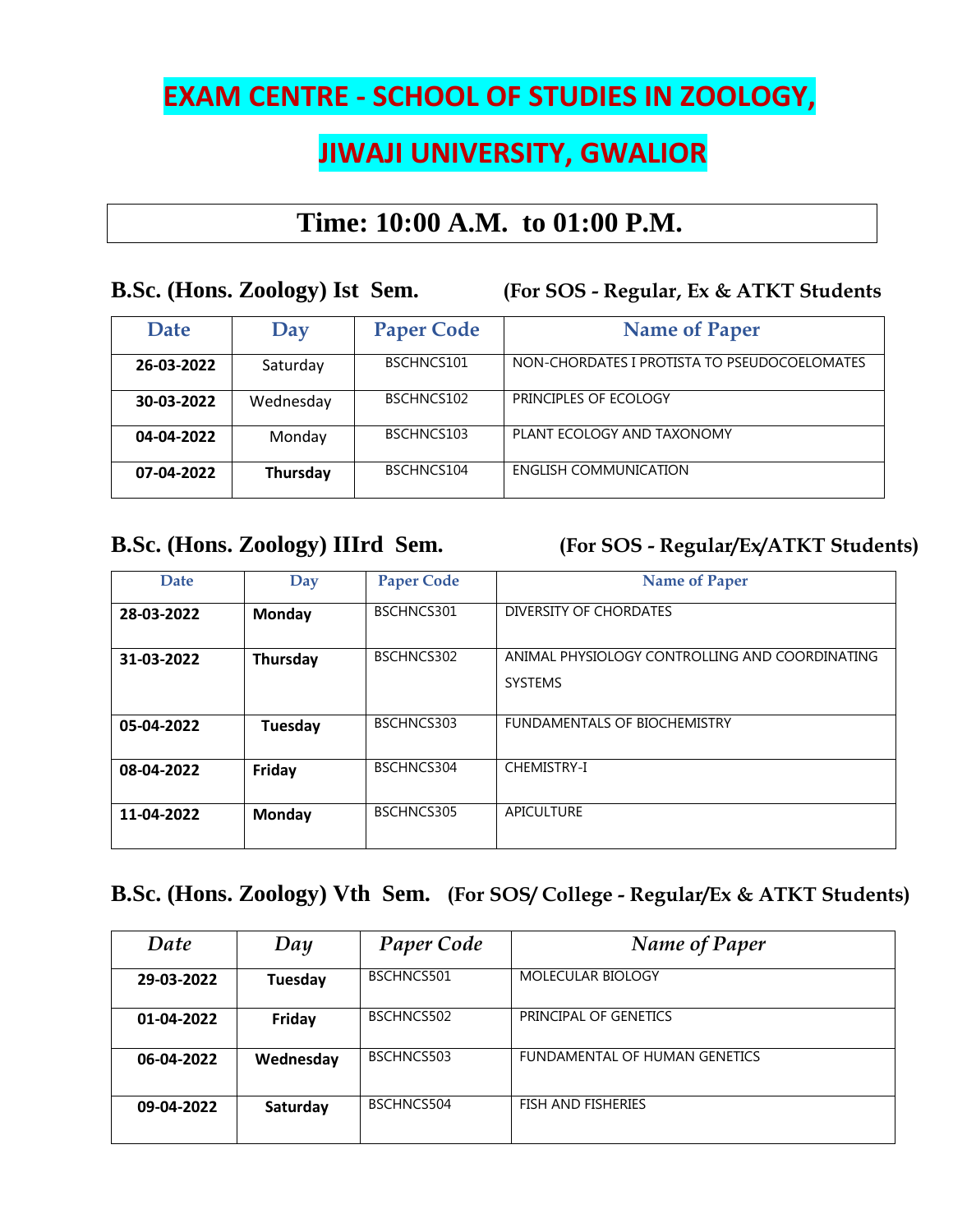# EXAM CENTRE - SCHOOL OF STUDIES IN ZOOLOGY,

# JIWAJI UNIVERSITY, GWALIOR

## Time: 10:00 A.M. to 01:00 P.M.

### B.Sc. (Hons. Zoology) Ist Sem. (For SOS - Regular, Ex & ATKT Students

| Date | Day | Paper Code | Name of Paper |
|---|---|---|---|
| **26-03-2022** | Saturday | BSCHNCS101 | NON-CHORDATES I PROTISTA TO PSEUDOCOELOMATES |
| **30-03-2022** | Wednesday | BSCHNCS102 | PRINCIPLES OF ECOLOGY |
| **04-04-2022** | Monday | BSCHNCS103 | PLANT ECOLOGY AND TAXONOMY |
| **07-04-2022** | **Thursday** | BSCHNCS104 | ENGLISH COMMUNICATION |

### B.Sc. (Hons. Zoology) IIIrd Sem. (For SOS - Regular/Ex/ATKT Students)

| Date | Day | Paper Code | Name of Paper |
|---|---|---|---|
| **28-03-2022** | **Monday** | BSCHNCS301 | DIVERSITY OF CHORDATES |
| **31-03-2022** | **Thursday** | BSCHNCS302 | ANIMAL PHYSIOLOGY CONTROLLING AND COORDINATING SYSTEMS |
| **05-04-2022** | **Tuesday** | BSCHNCS303 | FUNDAMENTALS OF BIOCHEMISTRY |
| **08-04-2022** | **Friday** | BSCHNCS304 | CHEMISTRY-I |
| **11-04-2022** | **Monday** | BSCHNCS305 | APICULTURE |

### B.Sc. (Hons. Zoology) Vth Sem. (For SOS/ College - Regular/Ex & ATKT Students)

| *Date* | *Day* | *Paper Code* | *Name of Paper* |
|---|---|---|---|
| **29-03-2022** | **Tuesday** | BSCHNCS501 | MOLECULAR BIOLOGY |
| **01-04-2022** | **Friday** | BSCHNCS502 | PRINCIPAL OF GENETICS |
| **06-04-2022** | **Wednesday** | BSCHNCS503 | FUNDAMENTAL OF HUMAN GENETICS |
| **09-04-2022** | **Saturday** | BSCHNCS504 | FISH AND FISHERIES |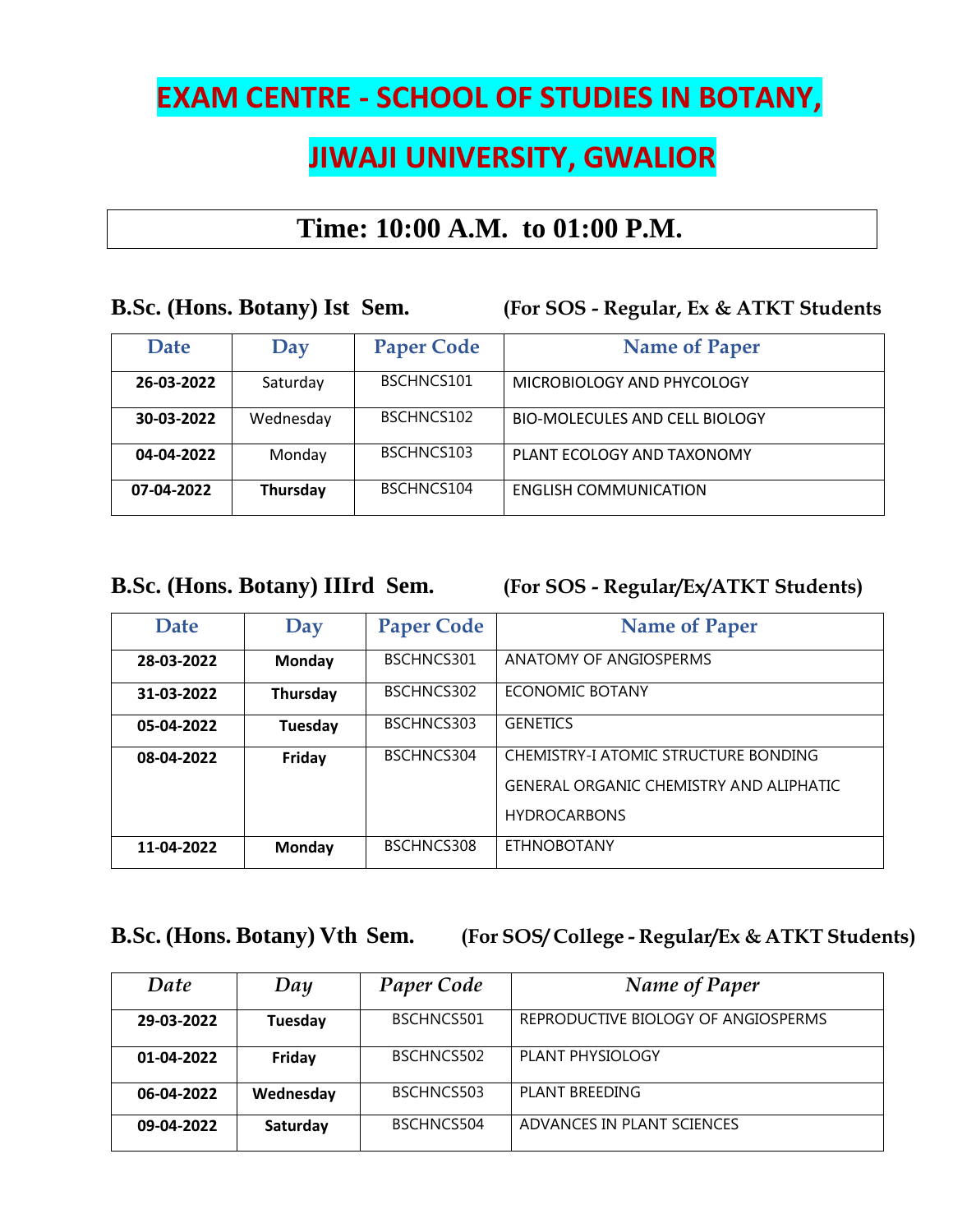# EXAM CENTRE - SCHOOL OF STUDIES IN BOTANY,

# JIWAJI UNIVERSITY, GWALIOR

## Time: 10:00 A.M. to 01:00 P.M.

**B.Sc. (Hons. Botany) Ist Sem.** **(For SOS - Regular, Ex & ATKT Students**

| Date | Day | Paper Code | Name of Paper |
|---|---|---|---|
| **26-03-2022** | Saturday | BSCHNCS101 | MICROBIOLOGY AND PHYCOLOGY |
| **30-03-2022** | Wednesday | BSCHNCS102 | BIO-MOLECULES AND CELL BIOLOGY |
| **04-04-2022** | Monday | BSCHNCS103 | PLANT ECOLOGY AND TAXONOMY |
| **07-04-2022** | **Thursday** | BSCHNCS104 | ENGLISH COMMUNICATION |

**B.Sc. (Hons. Botany) IIIrd Sem.** **(For SOS - Regular/Ex/ATKT Students)**

| Date | Day | Paper Code | Name of Paper |
|---|---|---|---|
| **28-03-2022** | **Monday** | BSCHNCS301 | ANATOMY OF ANGIOSPERMS |
| **31-03-2022** | **Thursday** | BSCHNCS302 | ECONOMIC BOTANY |
| **05-04-2022** | **Tuesday** | BSCHNCS303 | GENETICS |
| **08-04-2022** | **Friday** | BSCHNCS304 | CHEMISTRY-I ATOMIC STRUCTURE BONDING GENERAL ORGANIC CHEMISTRY AND ALIPHATIC HYDROCARBONS |
| **11-04-2022** | **Monday** | BSCHNCS308 | ETHNOBOTANY |

**B.Sc. (Hons. Botany) Vth Sem.** **(For SOS/ College - Regular/Ex & ATKT Students)**

| *Date* | *Day* | *Paper Code* | *Name of Paper* |
|---|---|---|---|
| **29-03-2022** | **Tuesday** | BSCHNCS501 | REPRODUCTIVE BIOLOGY OF ANGIOSPERMS |
| **01-04-2022** | **Friday** | BSCHNCS502 | PLANT PHYSIOLOGY |
| **06-04-2022** | **Wednesday** | BSCHNCS503 | PLANT BREEDING |
| **09-04-2022** | **Saturday** | BSCHNCS504 | ADVANCES IN PLANT SCIENCES |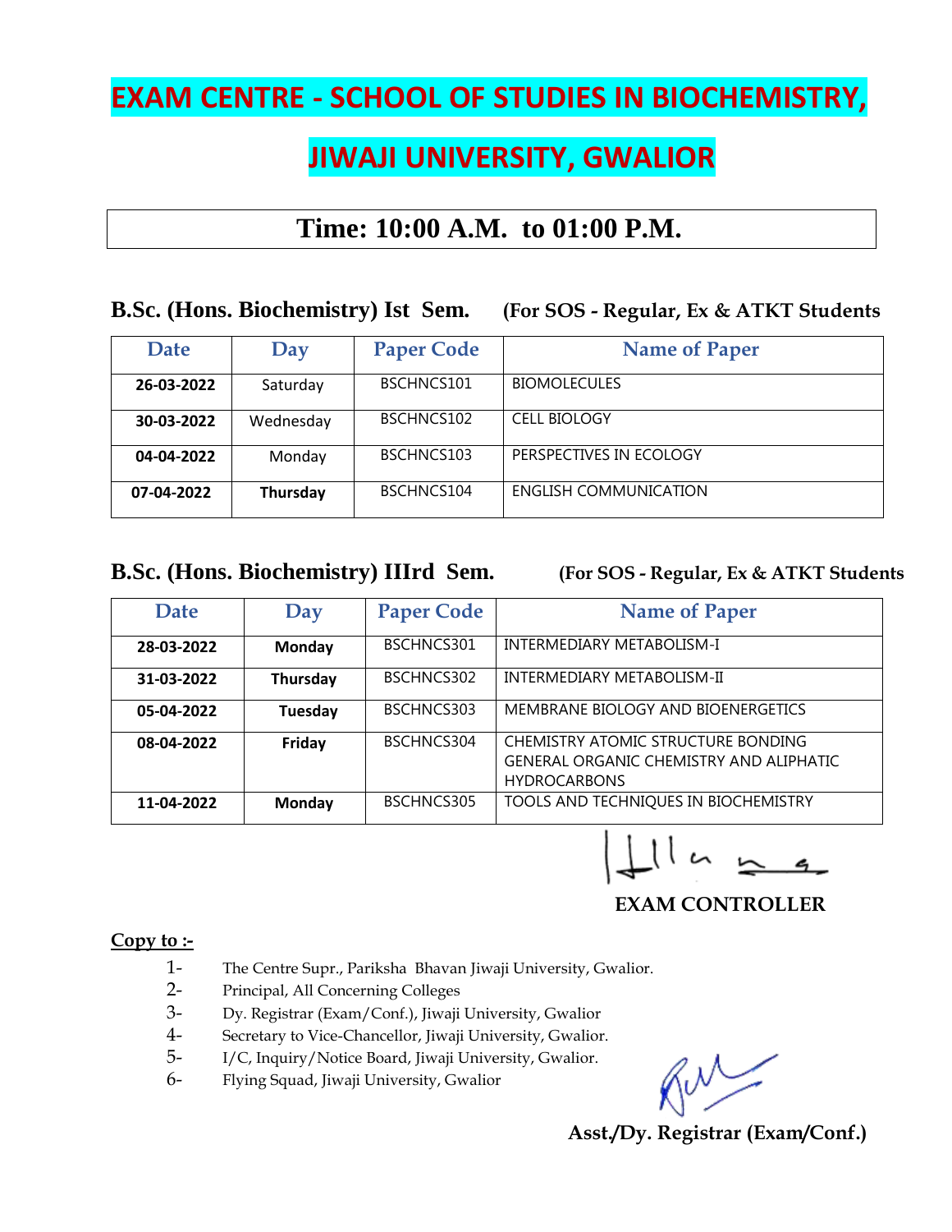# EXAM CENTRE - SCHOOL OF STUDIES IN BIOCHEMISTRY,

# JIWAJI UNIVERSITY, GWALIOR

## Time: 10:00 A.M. to 01:00 P.M.

### B.Sc. (Hons. Biochemistry) Ist Sem. (For SOS - Regular, Ex & ATKT Students

| Date | Day | Paper Code | Name of Paper |
|---|---|---|---|
| **26-03-2022** | Saturday | BSCHNCS101 | BIOMOLECULES |
| **30-03-2022** | Wednesday | BSCHNCS102 | CELL BIOLOGY |
| **04-04-2022** | Monday | BSCHNCS103 | PERSPECTIVES IN ECOLOGY |
| **07-04-2022** | **Thursday** | BSCHNCS104 | ENGLISH COMMUNICATION |

### B.Sc. (Hons. Biochemistry) IIIrd Sem. (For SOS - Regular, Ex & ATKT Students

| Date | Day | Paper Code | Name of Paper |
|---|---|---|---|
| **28-03-2022** | **Monday** | BSCHNCS301 | INTERMEDIARY METABOLISM-I |
| **31-03-2022** | **Thursday** | BSCHNCS302 | INTERMEDIARY METABOLISM-II |
| **05-04-2022** | **Tuesday** | BSCHNCS303 | MEMBRANE BIOLOGY AND BIOENERGETICS |
| **08-04-2022** | **Friday** | BSCHNCS304 | CHEMISTRY ATOMIC STRUCTURE BONDING GENERAL ORGANIC CHEMISTRY AND ALIPHATIC HYDROCARBONS |
| **11-04-2022** | **Monday** | BSCHNCS305 | TOOLS AND TECHNIQUES IN BIOCHEMISTRY |

**EXAM CONTROLLER**

**Copy to :-**

1- The Centre Supr., Pariksha Bhavan Jiwaji University, Gwalior.
2- Principal, All Concerning Colleges
3- Dy. Registrar (Exam/Conf.), Jiwaji University, Gwalior
4- Secretary to Vice-Chancellor, Jiwaji University, Gwalior.
5- I/C, Inquiry/Notice Board, Jiwaji University, Gwalior.
6- Flying Squad, Jiwaji University, Gwalior

**Asst./Dy. Registrar (Exam/Conf.)**